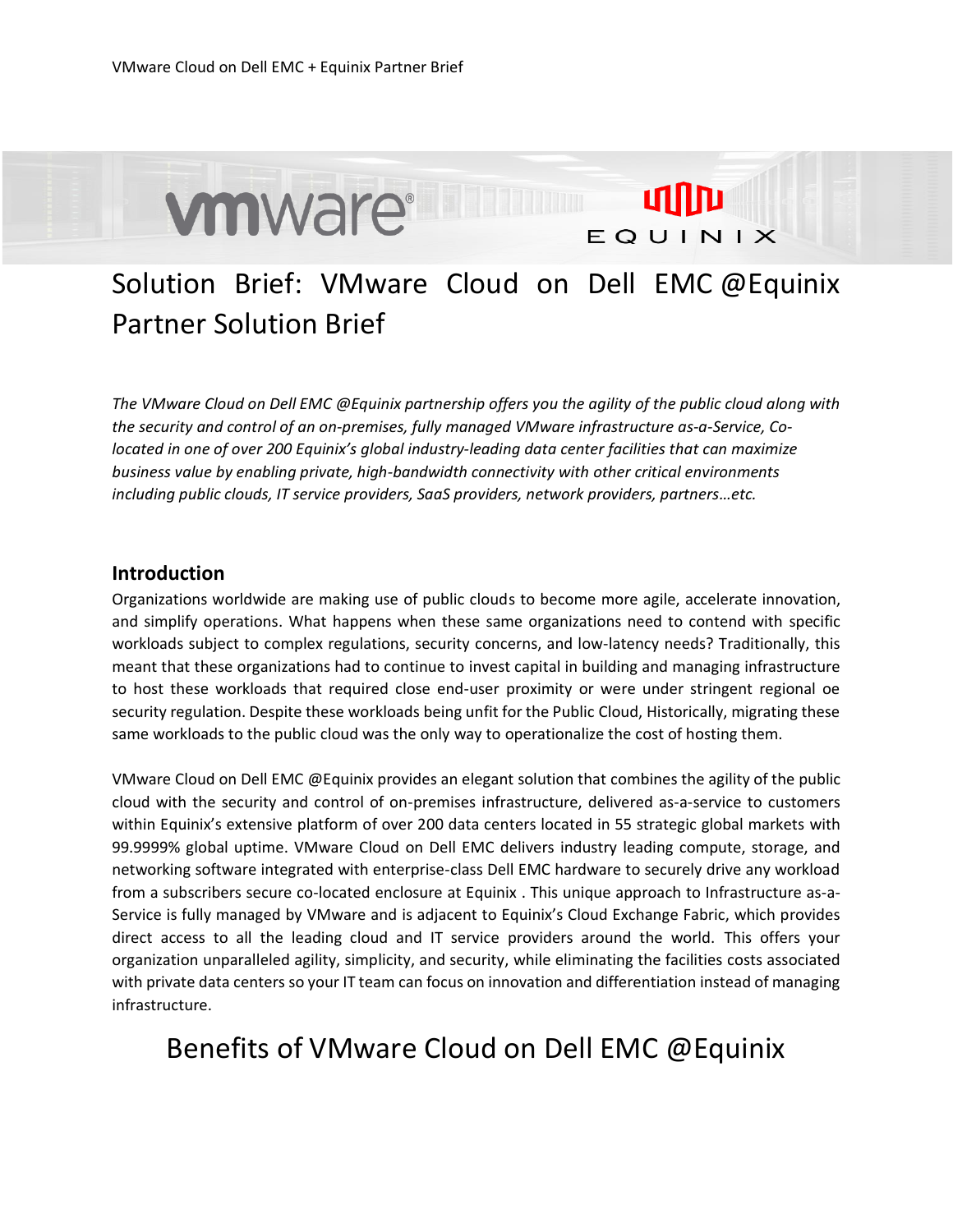# Solution Brief: VMware Cloud on Dell EMC @Equinix Partner Solution Brief

*The VMware Cloud on Dell EMC @Equinix partnership offers you the agility of the public cloud along with the security and control of an on-premises, fully managed VMware infrastructure as-a-Service, Co-located in one of over 200 Equinix's global industry-leading data center facilities that can maximize business value by enabling private, high-bandwidth connectivity with other critical environments including public clouds, IT service providers, SaaS providers, network providers, partners…etc.*

## Introduction

Organizations worldwide are making use of public clouds to become more agile, accelerate innovation, and simplify operations. What happens when these same organizations need to contend with specific workloads subject to complex regulations, security concerns, and low-latency needs? Traditionally, this meant that these organizations had to continue to invest capital in building and managing infrastructure to host these workloads that required close end-user proximity or were under stringent regional oe security regulation. Despite these workloads being unfit for the Public Cloud, Historically, migrating these same workloads to the public cloud was the only way to operationalize the cost of hosting them.

VMware Cloud on Dell EMC @Equinix provides an elegant solution that combines the agility of the public cloud with the security and control of on-premises infrastructure, delivered as-a-service to customers within Equinix's extensive platform of over 200 data centers located in 55 strategic global markets with 99.9999% global uptime. VMware Cloud on Dell EMC delivers industry leading compute, storage, and networking software integrated with enterprise-class Dell EMC hardware to securely drive any workload from a subscribers secure co-located enclosure at Equinix . This unique approach to Infrastructure as-a-Service is fully managed by VMware and is adjacent to Equinix's Cloud Exchange Fabric, which provides direct access to all the leading cloud and IT service providers around the world. This offers your organization unparalleled agility, simplicity, and security, while eliminating the facilities costs associated with private data centers so your IT team can focus on innovation and differentiation instead of managing infrastructure.

# Benefits of VMware Cloud on Dell EMC @Equinix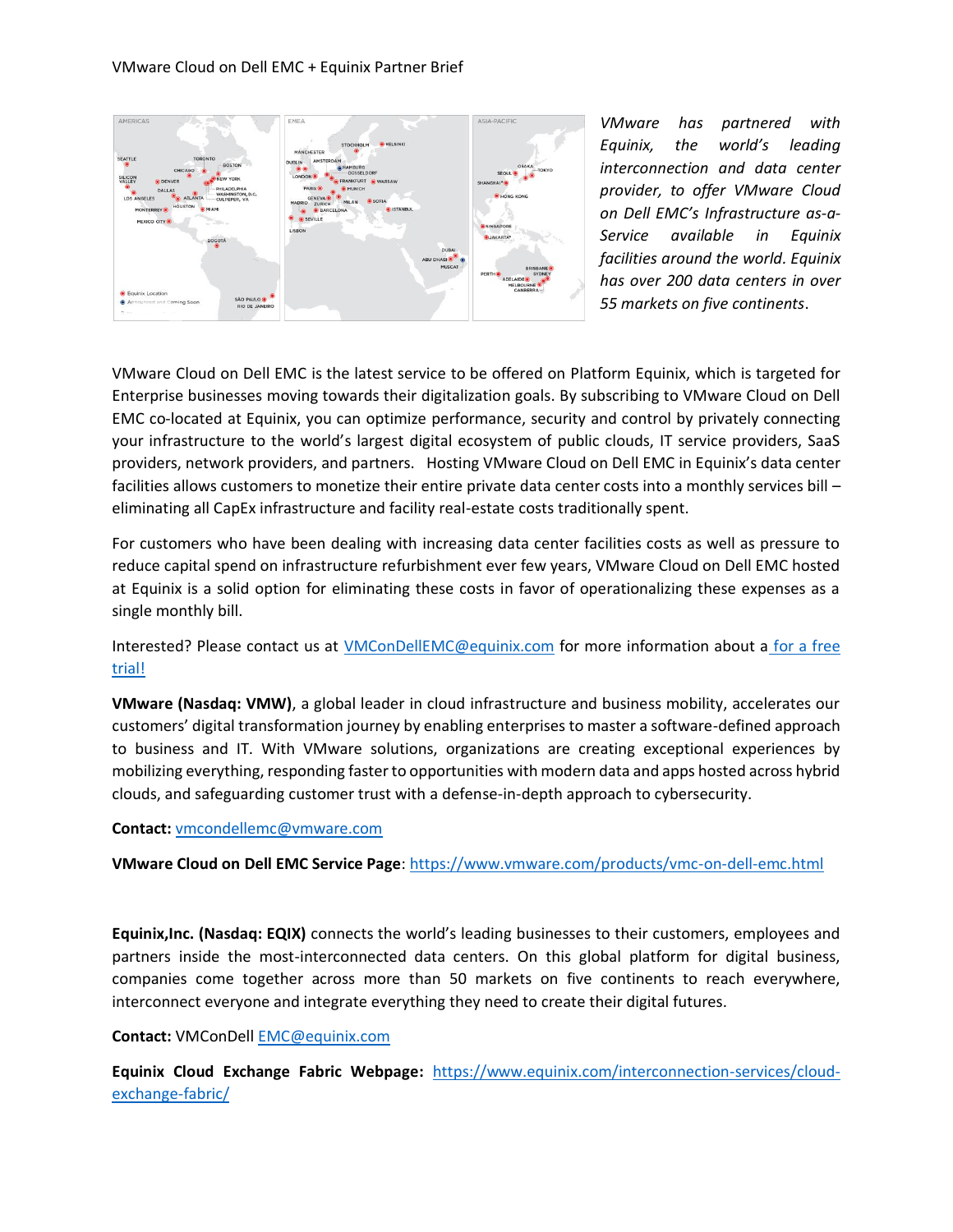*VMware has partnered with Equinix, the world's leading interconnection and data center provider, to offer VMware Cloud on Dell EMC's Infrastructure as-a-Service available in Equinix facilities around the world. Equinix has over 200 data centers in over 55 markets on five continents*.

VMware Cloud on Dell EMC is the latest service to be offered on Platform Equinix, which is targeted for Enterprise businesses moving towards their digitalization goals. By subscribing to VMware Cloud on Dell EMC co-located at Equinix, you can optimize performance, security and control by privately connecting your infrastructure to the world's largest digital ecosystem of public clouds, IT service providers, SaaS providers, network providers, and partners. Hosting VMware Cloud on Dell EMC in Equinix's data center facilities allows customers to monetize their entire private data center costs into a monthly services bill – eliminating all CapEx infrastructure and facility real-estate costs traditionally spent.

For customers who have been dealing with increasing data center facilities costs as well as pressure to reduce capital spend on infrastructure refurbishment ever few years, VMware Cloud on Dell EMC hosted at Equinix is a solid option for eliminating these costs in favor of operationalizing these expenses as a single monthly bill.

Interested? Please contact us at VMConDellEMC@equinix.com for more information about a for a free trial!

**VMware (Nasdaq: VMW)**, a global leader in cloud infrastructure and business mobility, accelerates our customers' digital transformation journey by enabling enterprises to master a software-defined approach to business and IT. With VMware solutions, organizations are creating exceptional experiences by mobilizing everything, responding faster to opportunities with modern data and apps hosted across hybrid clouds, and safeguarding customer trust with a defense-in-depth approach to cybersecurity.

**Contact:** vmcondellemc@vmware.com

**VMware Cloud on Dell EMC Service Page**: https://www.vmware.com/products/vmc-on-dell-emc.html

**Equinix,Inc. (Nasdaq: EQIX)** connects the world's leading businesses to their customers, employees and partners inside the most-interconnected data centers. On this global platform for digital business, companies come together across more than 50 markets on five continents to reach everywhere, interconnect everyone and integrate everything they need to create their digital futures.

**Contact:** VMConDell EMC@equinix.com

**Equinix Cloud Exchange Fabric Webpage:** https://www.equinix.com/interconnection-services/cloud-exchange-fabric/